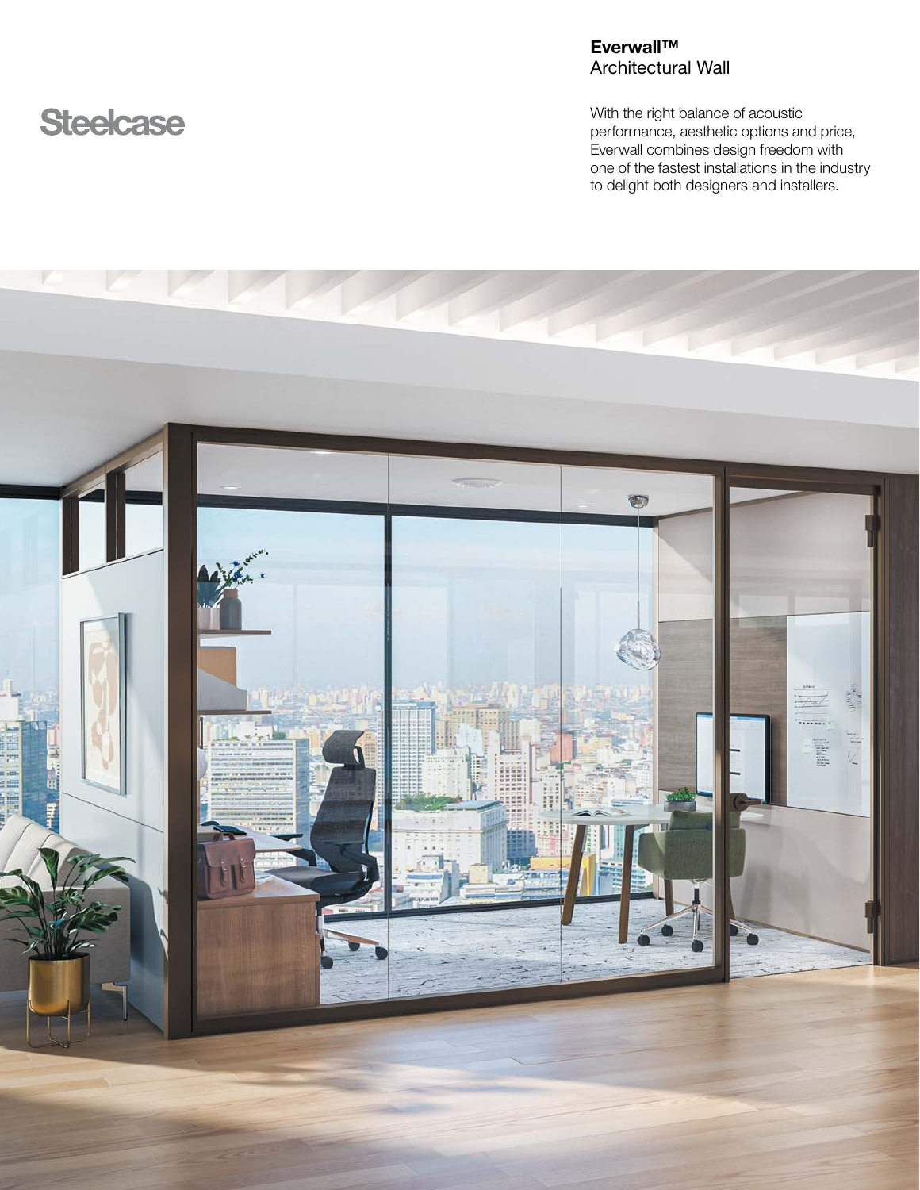Steelcase

# **Everwall™** Architectural Wall

With the right balance of acoustic performance, aesthetic options and price, Everwall combines design freedom with one of the fastest installations in the industry to delight both designers and installers.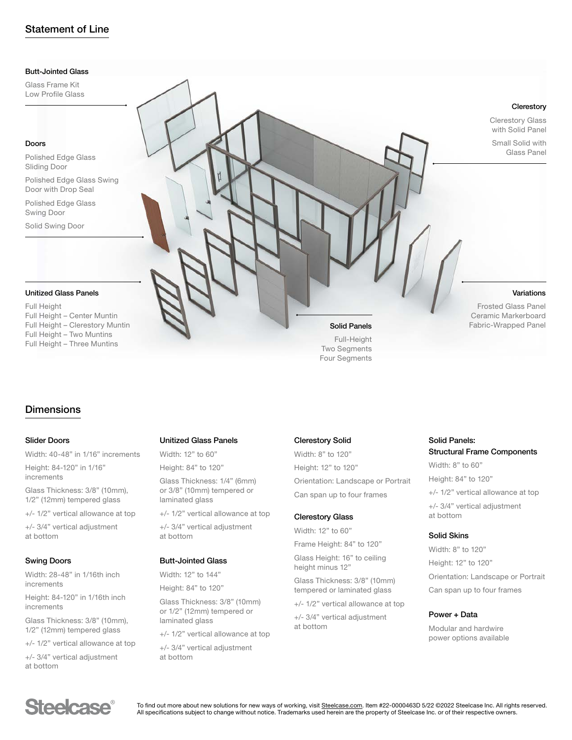## Statement of Line

**Butt-Jointed Glass**

Glass Frame Kit
Low Profile Glass

**Doors**

Polished Edge Glass Sliding Door

Polished Edge Glass Swing Door with Drop Seal

Polished Edge Glass Swing Door

Solid Swing Door

**Unitized Glass Panels**

Full Height
Full Height – Center Muntin
Full Height – Clerestory Muntin
Full Height – Two Muntins
Full Height – Three Muntins

**Solid Panels**

Full-Height
Two Segments
Four Segments

**Clerestory**

Clerestory Glass with Solid Panel

Small Solid with Glass Panel

**Variations**

Frosted Glass Panel
Ceramic Markerboard
Fabric-Wrapped Panel

## Dimensions

### Slider Doors

Width: 40-48" in 1/16" increments

Height: 84-120" in 1/16" increments

Glass Thickness: 3/8" (10mm), 1/2" (12mm) tempered glass

+/- 1/2" vertical allowance at top

+/- 3/4" vertical adjustment at bottom

### Swing Doors

Width: 28-48" in 1/16th inch increments

Height: 84-120" in 1/16th inch increments

Glass Thickness: 3/8" (10mm), 1/2" (12mm) tempered glass

+/- 1/2" vertical allowance at top

+/- 3/4" vertical adjustment at bottom

### Unitized Glass Panels

Width: 12" to 60"

Height: 84" to 120"

Glass Thickness: 1/4" (6mm) or 3/8" (10mm) tempered or laminated glass

+/- 1/2" vertical allowance at top

+/- 3/4" vertical adjustment at bottom

### Butt-Jointed Glass

Width: 12" to 144"

Height: 84" to 120"

Glass Thickness: 3/8" (10mm) or 1/2" (12mm) tempered or laminated glass

+/- 1/2" vertical allowance at top

+/- 3/4" vertical adjustment at bottom

### Clerestory Solid

Width: 8" to 120"

Height: 12" to 120"

Orientation: Landscape or Portrait

Can span up to four frames

### Clerestory Glass

Width: 12" to 60"

Frame Height: 84" to 120"

Glass Height: 16" to ceiling height minus 12"

Glass Thickness: 3/8" (10mm) tempered or laminated glass

+/- 1/2" vertical allowance at top

+/- 3/4" vertical adjustment at bottom

### Solid Panels: Structural Frame Components

Width: 8" to 60"

Height: 84" to 120"

+/- 1/2" vertical allowance at top

+/- 3/4" vertical adjustment at bottom

### Solid Skins

Width: 8" to 120"

Height: 12" to 120"

Orientation: Landscape or Portrait

Can span up to four frames

### Power + Data

Modular and hardwire power options available

Steelcase®

To find out more about new solutions for new ways of working, visit Steelcase.com. Item #22-0000463D 5/22 ©2022 Steelcase Inc. All rights reserved. All specifications subject to change without notice. Trademarks used herein are the property of Steelcase Inc. or of their respective owners.